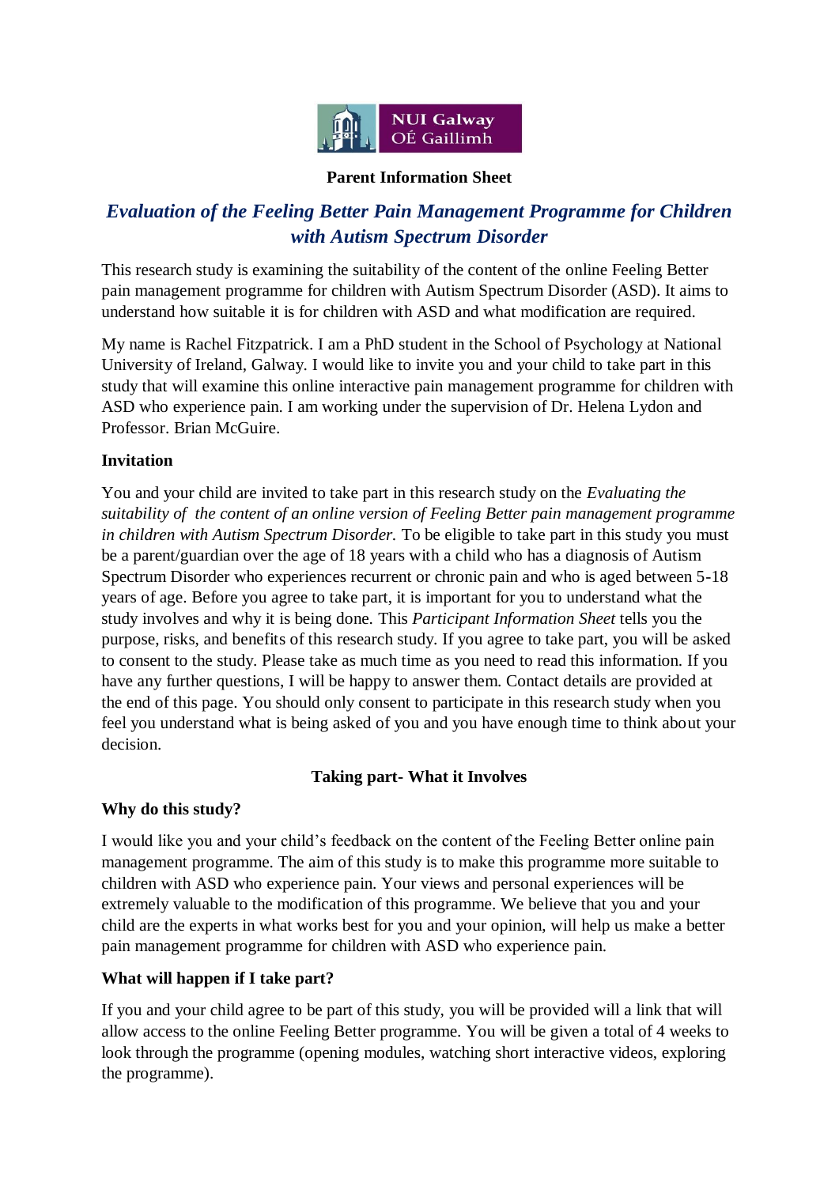**Parent Information Sheet**

# *Evaluation of the Feeling Better Pain Management Programme for Children with Autism Spectrum Disorder*

This research study is examining the suitability of the content of the online Feeling Better pain management programme for children with Autism Spectrum Disorder (ASD). It aims to understand how suitable it is for children with ASD and what modification are required.

My name is Rachel Fitzpatrick. I am a PhD student in the School of Psychology at National University of Ireland, Galway. I would like to invite you and your child to take part in this study that will examine this online interactive pain management programme for children with ASD who experience pain. I am working under the supervision of Dr. Helena Lydon and Professor. Brian McGuire.

**Invitation**

You and your child are invited to take part in this research study on the *Evaluating the suitability of the content of an online version of Feeling Better pain management programme in children with Autism Spectrum Disorder.* To be eligible to take part in this study you must be a parent/guardian over the age of 18 years with a child who has a diagnosis of Autism Spectrum Disorder who experiences recurrent or chronic pain and who is aged between 5-18 years of age. Before you agree to take part, it is important for you to understand what the study involves and why it is being done. This *Participant Information Sheet* tells you the purpose, risks, and benefits of this research study. If you agree to take part, you will be asked to consent to the study. Please take as much time as you need to read this information. If you have any further questions, I will be happy to answer them. Contact details are provided at the end of this page. You should only consent to participate in this research study when you feel you understand what is being asked of you and you have enough time to think about your decision.

**Taking part- What it Involves**

**Why do this study?**

I would like you and your child's feedback on the content of the Feeling Better online pain management programme. The aim of this study is to make this programme more suitable to children with ASD who experience pain. Your views and personal experiences will be extremely valuable to the modification of this programme. We believe that you and your child are the experts in what works best for you and your opinion, will help us make a better pain management programme for children with ASD who experience pain.

**What will happen if I take part?**

If you and your child agree to be part of this study, you will be provided will a link that will allow access to the online Feeling Better programme. You will be given a total of 4 weeks to look through the programme (opening modules, watching short interactive videos, exploring the programme).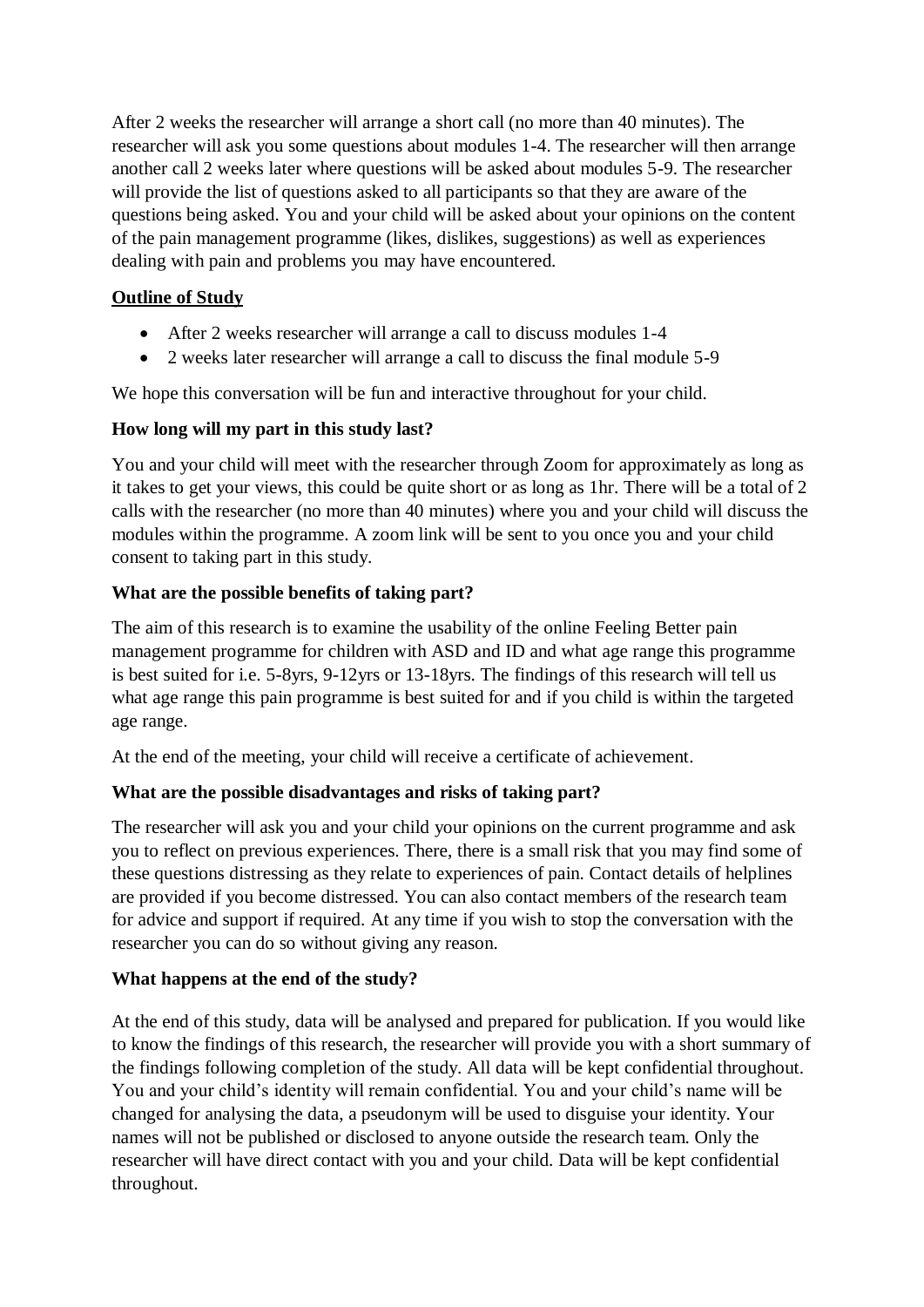After 2 weeks the researcher will arrange a short call (no more than 40 minutes). The researcher will ask you some questions about modules 1-4. The researcher will then arrange another call 2 weeks later where questions will be asked about modules 5-9. The researcher will provide the list of questions asked to all participants so that they are aware of the questions being asked. You and your child will be asked about your opinions on the content of the pain management programme (likes, dislikes, suggestions) as well as experiences dealing with pain and problems you may have encountered.

**Outline of Study**

- After 2 weeks researcher will arrange a call to discuss modules 1-4
- 2 weeks later researcher will arrange a call to discuss the final module 5-9

We hope this conversation will be fun and interactive throughout for your child.

**How long will my part in this study last?**

You and your child will meet with the researcher through Zoom for approximately as long as it takes to get your views, this could be quite short or as long as 1hr. There will be a total of 2 calls with the researcher (no more than 40 minutes) where you and your child will discuss the modules within the programme. A zoom link will be sent to you once you and your child consent to taking part in this study.

**What are the possible benefits of taking part?**

The aim of this research is to examine the usability of the online Feeling Better pain management programme for children with ASD and ID and what age range this programme is best suited for i.e. 5-8yrs, 9-12yrs or 13-18yrs. The findings of this research will tell us what age range this pain programme is best suited for and if you child is within the targeted age range.

At the end of the meeting, your child will receive a certificate of achievement.

**What are the possible disadvantages and risks of taking part?**

The researcher will ask you and your child your opinions on the current programme and ask you to reflect on previous experiences. There, there is a small risk that you may find some of these questions distressing as they relate to experiences of pain. Contact details of helplines are provided if you become distressed. You can also contact members of the research team for advice and support if required. At any time if you wish to stop the conversation with the researcher you can do so without giving any reason.

**What happens at the end of the study?**

At the end of this study, data will be analysed and prepared for publication. If you would like to know the findings of this research, the researcher will provide you with a short summary of the findings following completion of the study. All data will be kept confidential throughout. You and your child's identity will remain confidential. You and your child's name will be changed for analysing the data, a pseudonym will be used to disguise your identity. Your names will not be published or disclosed to anyone outside the research team. Only the researcher will have direct contact with you and your child. Data will be kept confidential throughout.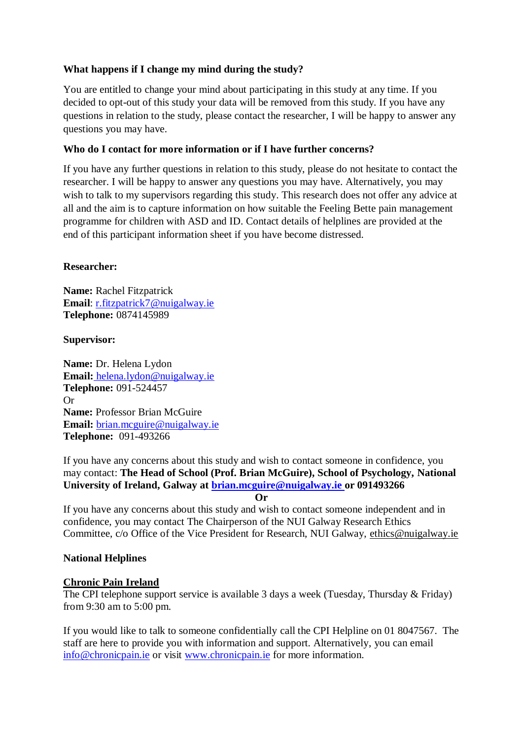**What happens if I change my mind during the study?**

You are entitled to change your mind about participating in this study at any time. If you decided to opt-out of this study your data will be removed from this study. If you have any questions in relation to the study, please contact the researcher, I will be happy to answer any questions you may have.

**Who do I contact for more information or if I have further concerns?**

If you have any further questions in relation to this study, please do not hesitate to contact the researcher. I will be happy to answer any questions you may have. Alternatively, you may wish to talk to my supervisors regarding this study. This research does not offer any advice at all and the aim is to capture information on how suitable the Feeling Bette pain management programme for children with ASD and ID. Contact details of helplines are provided at the end of this participant information sheet if you have become distressed.

**Researcher:**

**Name:** Rachel Fitzpatrick
**Email**: r.fitzpatrick7@nuigalway.ie
**Telephone:** 0874145989

**Supervisor:**

**Name:** Dr. Helena Lydon
**Email:** helena.lydon@nuigalway.ie
**Telephone:** 091-524457
Or
**Name:** Professor Brian McGuire
**Email:** brian.mcguire@nuigalway.ie
**Telephone:** 091-493266

If you have any concerns about this study and wish to contact someone in confidence, you may contact: **The Head of School (Prof. Brian McGuire), School of Psychology, National University of Ireland, Galway at brian.mcguire@nuigalway.ie or 091493266**

**Or**

If you have any concerns about this study and wish to contact someone independent and in confidence, you may contact The Chairperson of the NUI Galway Research Ethics Committee, c/o Office of the Vice President for Research, NUI Galway, ethics@nuigalway.ie

**National Helplines**

**Chronic Pain Ireland**

The CPI telephone support service is available 3 days a week (Tuesday, Thursday & Friday) from 9:30 am to 5:00 pm.

If you would like to talk to someone confidentially call the CPI Helpline on 01 8047567. The staff are here to provide you with information and support. Alternatively, you can email info@chronicpain.ie or visit www.chronicpain.ie for more information.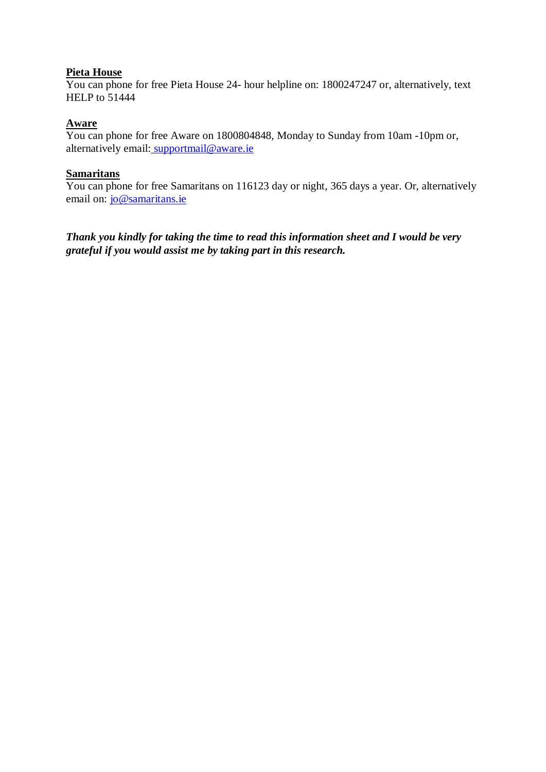**Pieta House**

You can phone for free Pieta House 24- hour helpline on: 1800247247 or, alternatively, text HELP to 51444

**Aware**

You can phone for free Aware on 1800804848, Monday to Sunday from 10am -10pm or, alternatively email: supportmail@aware.ie

**Samaritans**

You can phone for free Samaritans on 116123 day or night, 365 days a year. Or, alternatively email on: jo@samaritans.ie

***Thank you kindly for taking the time to read this information sheet and I would be very grateful if you would assist me by taking part in this research.***